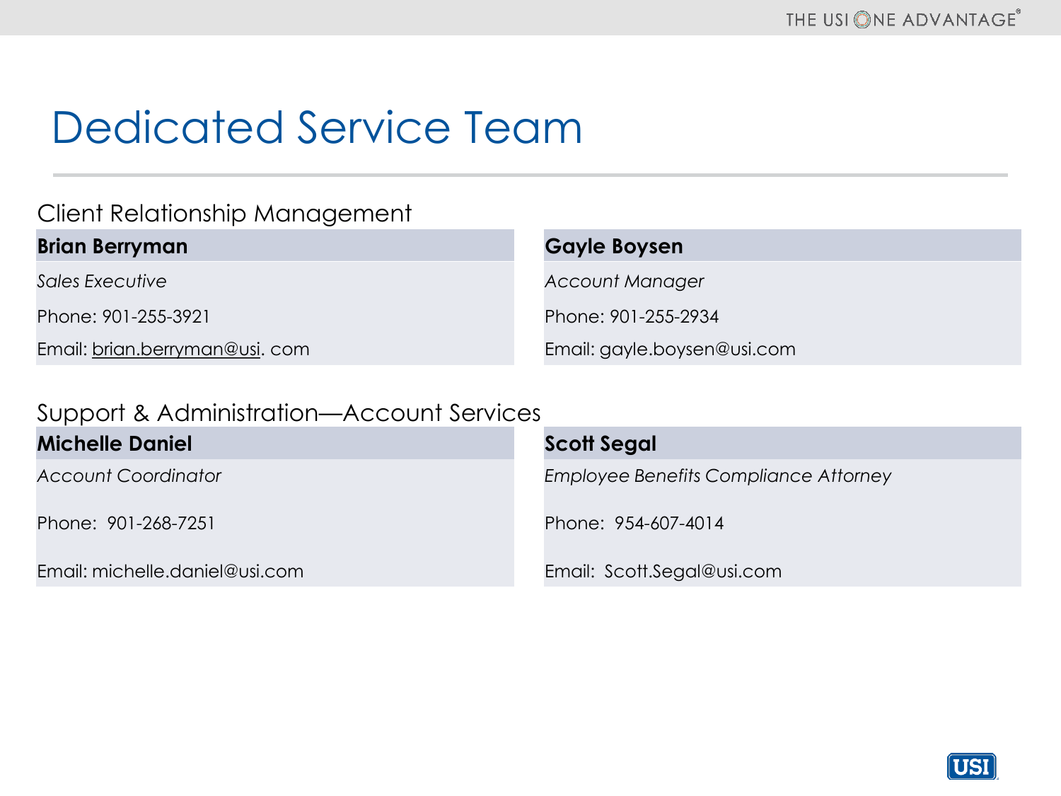# Dedicated Service Team

## Client Relationship Management

| **Brian Berryman** | **Gayle Boysen** |
|---|---|
| *Sales Executive* | *Account Manager* |
| Phone: 901-255-3921 | Phone: 901-255-2934 |
| Email: brian.berryman@usi. com | Email: gayle.boysen@usi.com |

## Support & Administration—Account Services

| **Michelle Daniel** | **Scott Segal** |
|---|---|
| *Account Coordinator* | *Employee Benefits Compliance Attorney* |
| Phone: 901-268-7251 | Phone: 954-607-4014 |
| Email: michelle.daniel@usi.com | Email: Scott.Segal@usi.com |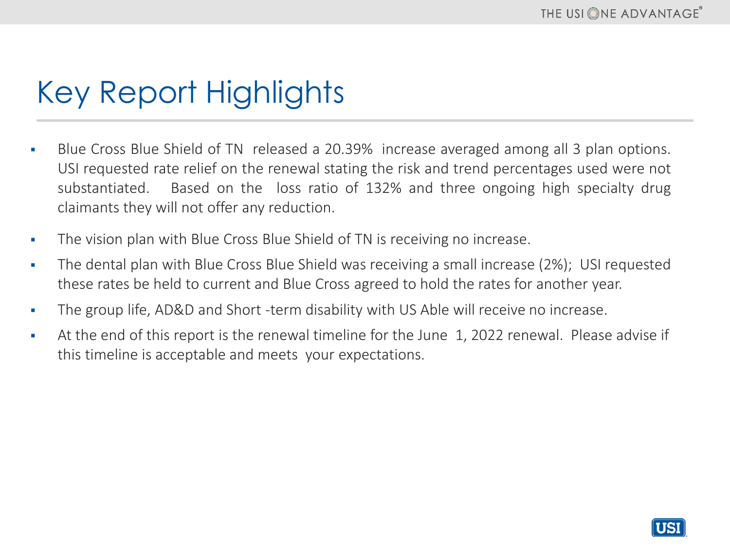# Key Report Highlights

- Blue Cross Blue Shield of TN released a 20.39% increase averaged among all 3 plan options. USI requested rate relief on the renewal stating the risk and trend percentages used were not substantiated. Based on the loss ratio of 132% and three ongoing high specialty drug claimants they will not offer any reduction.
- The vision plan with Blue Cross Blue Shield of TN is receiving no increase.
- The dental plan with Blue Cross Blue Shield was receiving a small increase (2%); USI requested these rates be held to current and Blue Cross agreed to hold the rates for another year.
- The group life, AD&D and Short -term disability with US Able will receive no increase.
- At the end of this report is the renewal timeline for the June 1, 2022 renewal. Please advise if this timeline is acceptable and meets your expectations.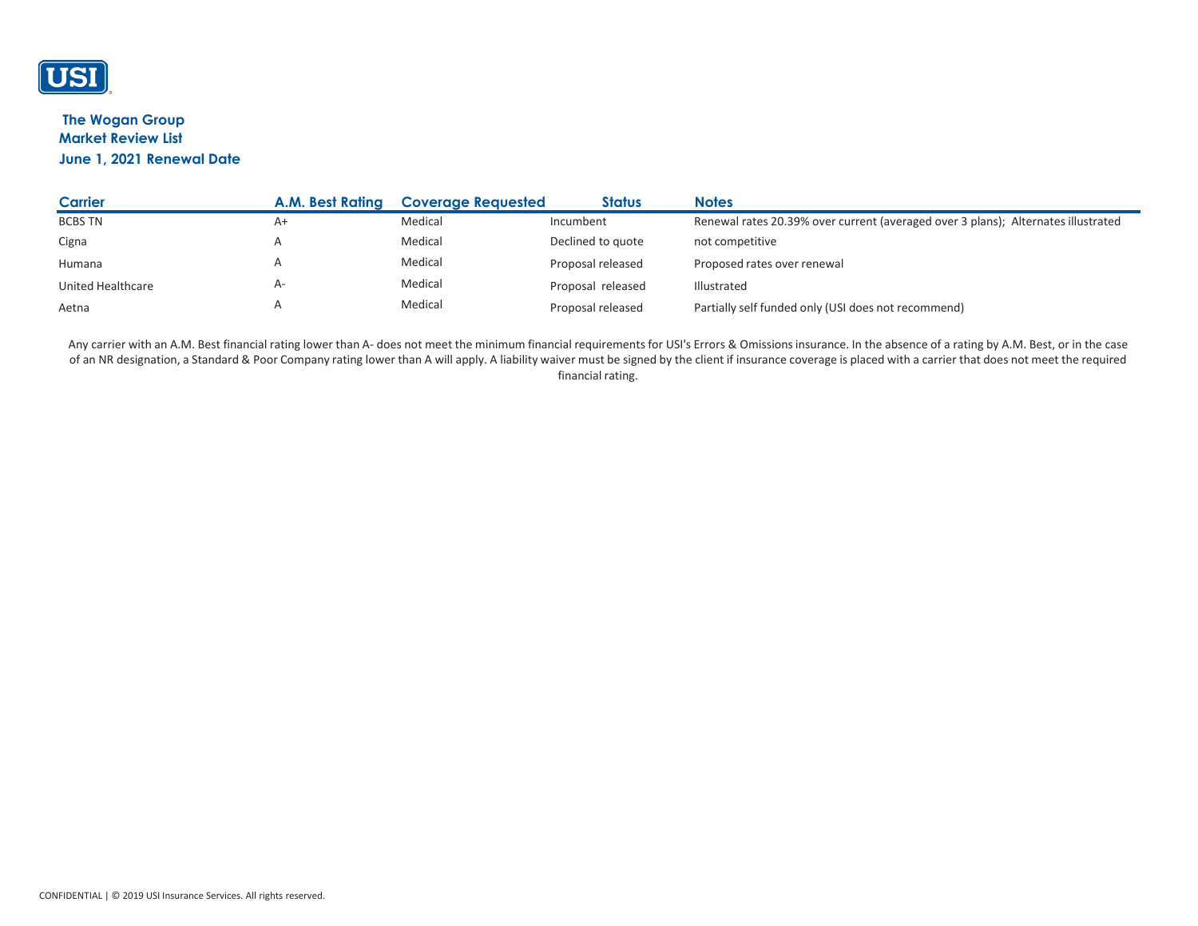**The Wogan Group**
**Market Review List**
**June 1, 2021 Renewal Date**

| Carrier | A.M. Best Rating | Coverage Requested | Status | Notes |
|---|---|---|---|---|
| BCBS TN | A+ | Medical | Incumbent | Renewal rates 20.39% over current (averaged over 3 plans); Alternates illustrated |
| Cigna | A | Medical | Declined to quote | not competitive |
| Humana | A | Medical | Proposal released | Proposed rates over renewal |
| United Healthcare | A- | Medical | Proposal released | Illustrated |
| Aetna | A | Medical | Proposal released | Partially self funded only (USI does not recommend) |

Any carrier with an A.M. Best financial rating lower than A- does not meet the minimum financial requirements for USI's Errors & Omissions insurance. In the absence of a rating by A.M. Best, or in the case of an NR designation, a Standard & Poor Company rating lower than A will apply. A liability waiver must be signed by the client if insurance coverage is placed with a carrier that does not meet the required financial rating.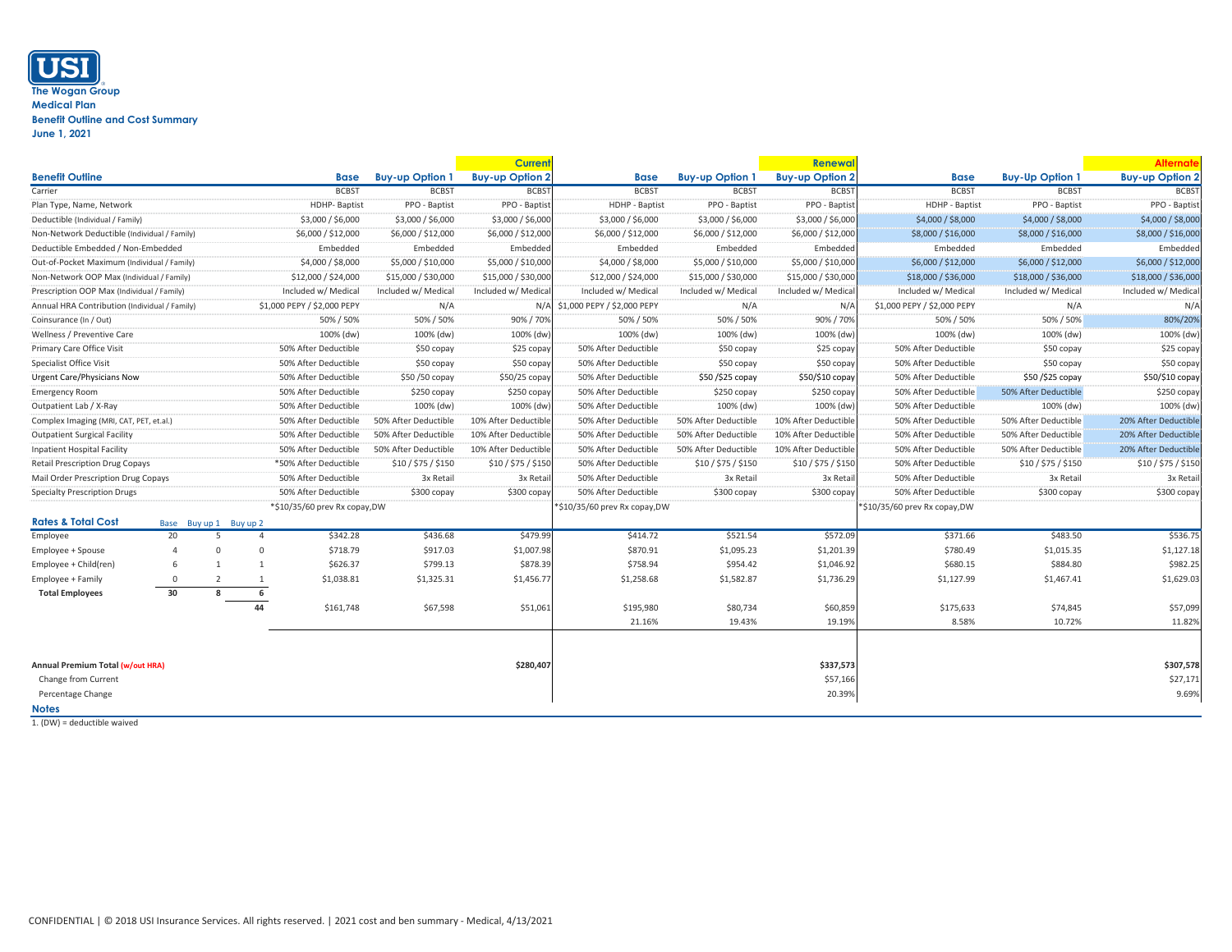USI

**The Wogan Group**
**Medical Plan**
**Benefit Outline and Cost Summary**
**June 1, 2021**

| | | | | | | **Current** | | | **Renewal** | | | **Alternate** |
|---|---|---|---|---|---|---|---|---|---|---|---|---|
| **Benefit Outline** | | | | **Base** | **Buy-up Option 1** | **Buy-up Option 2** | **Base** | **Buy-up Option 1** | **Buy-up Option 2** | **Base** | **Buy-Up Option 1** | **Buy-up Option 2** |
| Carrier | | | | BCBST | BCBST | BCBST | BCBST | BCBST | BCBST | BCBST | BCBST | BCBST |
| Plan Type, Name, Network | | | | HDHP- Baptist | PPO - Baptist | PPO - Baptist | HDHP - Baptist | PPO - Baptist | PPO - Baptist | HDHP - Baptist | PPO - Baptist | PPO - Baptist |
| Deductible (Individual / Family) | | | | $3,000 / $6,000 | $3,000 / $6,000 | $3,000 / $6,000 | $3,000 / $6,000 | $3,000 / $6,000 | $3,000 / $6,000 | $4,000 / $8,000 | $4,000 / $8,000 | $4,000 / $8,000 |
| Non-Network Deductible (Individual / Family) | | | | $6,000 / $12,000 | $6,000 / $12,000 | $6,000 / $12,000 | $6,000 / $12,000 | $6,000 / $12,000 | $6,000 / $12,000 | $8,000 / $16,000 | $8,000 / $16,000 | $8,000 / $16,000 |
| Deductible Embedded / Non-Embedded | | | | Embedded | Embedded | Embedded | Embedded | Embedded | Embedded | Embedded | Embedded | Embedded |
| Out-of-Pocket Maximum (Individual / Family) | | | | $4,000 / $8,000 | $5,000 / $10,000 | $5,000 / $10,000 | $4,000 / $8,000 | $5,000 / $10,000 | $5,000 / $10,000 | $6,000 / $12,000 | $6,000 / $12,000 | $6,000 / $12,000 |
| Non-Network OOP Max (Individual / Family) | | | | $12,000 / $24,000 | $15,000 / $30,000 | $15,000 / $30,000 | $12,000 / $24,000 | $15,000 / $30,000 | $15,000 / $30,000 | $18,000 / $36,000 | $18,000 / $36,000 | $18,000 / $36,000 |
| Prescription OOP Max (Individual / Family) | | | | Included w/ Medical | Included w/ Medical | Included w/ Medical | Included w/ Medical | Included w/ Medical | Included w/ Medical | Included w/ Medical | Included w/ Medical | Included w/ Medical |
| Annual HRA Contribution (Individual / Family) | | | | $1,000 PEPY / $2,000 PEPY | N/A | N/A | $1,000 PEPY / $2,000 PEPY | N/A | N/A | $1,000 PEPY / $2,000 PEPY | N/A | N/A |
| Coinsurance (In / Out) | | | | 50% / 50% | 50% / 50% | 90% / 70% | 50% / 50% | 50% / 50% | 90% / 70% | 50% / 50% | 50% / 50% | 80%/20% |
| Wellness / Preventive Care | | | | 100% (dw) | 100% (dw) | 100% (dw) | 100% (dw) | 100% (dw) | 100% (dw) | 100% (dw) | 100% (dw) | 100% (dw) |
| Primary Care Office Visit | | | | 50% After Deductible | $50 copay | $25 copay | 50% After Deductible | $50 copay | $25 copay | 50% After Deductible | $50 copay | $25 copay |
| Specialist Office Visit | | | | 50% After Deductible | $50 copay | $50 copay | 50% After Deductible | $50 copay | $50 copay | 50% After Deductible | $50 copay | $50 copay |
| Urgent Care/Physicians Now | | | | 50% After Deductible | $50 /50 copay | $50/25 copay | 50% After Deductible | $50 /$25 copay | $50/$10 copay | 50% After Deductible | $50 /$25 copay | $50/$10 copay |
| Emergency Room | | | | 50% After Deductible | $250 copay | $250 copay | 50% After Deductible | $250 copay | $250 copay | 50% After Deductible | 50% After Deductible | $250 copay |
| Outpatient Lab / X-Ray | | | | 50% After Deductible | 100% (dw) | 100% (dw) | 50% After Deductible | 100% (dw) | 100% (dw) | 50% After Deductible | 100% (dw) | 100% (dw) |
| Complex Imaging (MRI, CAT, PET, et.al.) | | | | 50% After Deductible | 50% After Deductible | 10% After Deductible | 50% After Deductible | 50% After Deductible | 10% After Deductible | 50% After Deductible | 50% After Deductible | 20% After Deductible |
| Outpatient Surgical Facility | | | | 50% After Deductible | 50% After Deductible | 10% After Deductible | 50% After Deductible | 50% After Deductible | 10% After Deductible | 50% After Deductible | 50% After Deductible | 20% After Deductible |
| Inpatient Hospital Facility | | | | 50% After Deductible | 50% After Deductible | 10% After Deductible | 50% After Deductible | 50% After Deductible | 10% After Deductible | 50% After Deductible | 50% After Deductible | 20% After Deductible |
| Retail Prescription Drug Copays | | | | *50% After Deductible | $10 / $75 / $150 | $10 / $75 / $150 | 50% After Deductible | $10 / $75 / $150 | $10 / $75 / $150 | 50% After Deductible | $10 / $75 / $150 | $10 / $75 / $150 |
| Mail Order Prescription Drug Copays | | | | 50% After Deductible | 3x Retail | 3x Retail | 50% After Deductible | 3x Retail | 3x Retail | 50% After Deductible | 3x Retail | 3x Retail |
| Specialty Prescription Drugs | | | | 50% After Deductible | $300 copay | $300 copay | 50% After Deductible | $300 copay | $300 copay | 50% After Deductible | $300 copay | $300 copay |
| | | | | *$10/35/60 prev Rx copay,DW | | | *$10/35/60 prev Rx copay,DW | | | *$10/35/60 prev Rx copay,DW | | |
| **Rates & Total Cost** | Base | Buy up 1 | Buy up 2 | | | | | | | | | |
| Employee | 20 | 5 | 4 | $342.28 | $436.68 | $479.99 | $414.72 | $521.54 | $572.09 | $371.66 | $483.50 | $536.75 |
| Employee + Spouse | 4 | 0 | 0 | $718.79 | $917.03 | $1,007.98 | $870.91 | $1,095.23 | $1,201.39 | $780.49 | $1,015.35 | $1,127.18 |
| Employee + Child(ren) | 6 | 1 | 1 | $626.37 | $799.13 | $878.39 | $758.94 | $954.42 | $1,046.92 | $680.15 | $884.80 | $982.25 |
| Employee + Family | 0 | 2 | 1 | $1,038.81 | $1,325.31 | $1,456.77 | $1,258.68 | $1,582.87 | $1,736.29 | $1,127.99 | $1,467.41 | $1,629.03 |
| **Total Employees** | **30** | **8** | **6** | | | | | | | | | |
| | | | **44** | $161,748 | $67,598 | $51,061 | $195,980 | $80,734 | $60,859 | $175,633 | $74,845 | $57,099 |
| | | | | | | | 21.16% | 19.43% | 19.19% | 8.58% | 10.72% | 11.82% |
| **Annual Premium Total (w/out HRA)** | | | | | | **$280,407** | | | **$337,573** | | | **$307,578** |
| Change from Current | | | | | | | | | $57,166 | | | $27,171 |
| Percentage Change | | | | | | | | | 20.39% | | | 9.69% |

**Notes**

1. (DW) = deductible waived

CONFIDENTIAL | © 2018 USI Insurance Services. All rights reserved. | 2021 cost and ben summary - Medical, 4/13/2021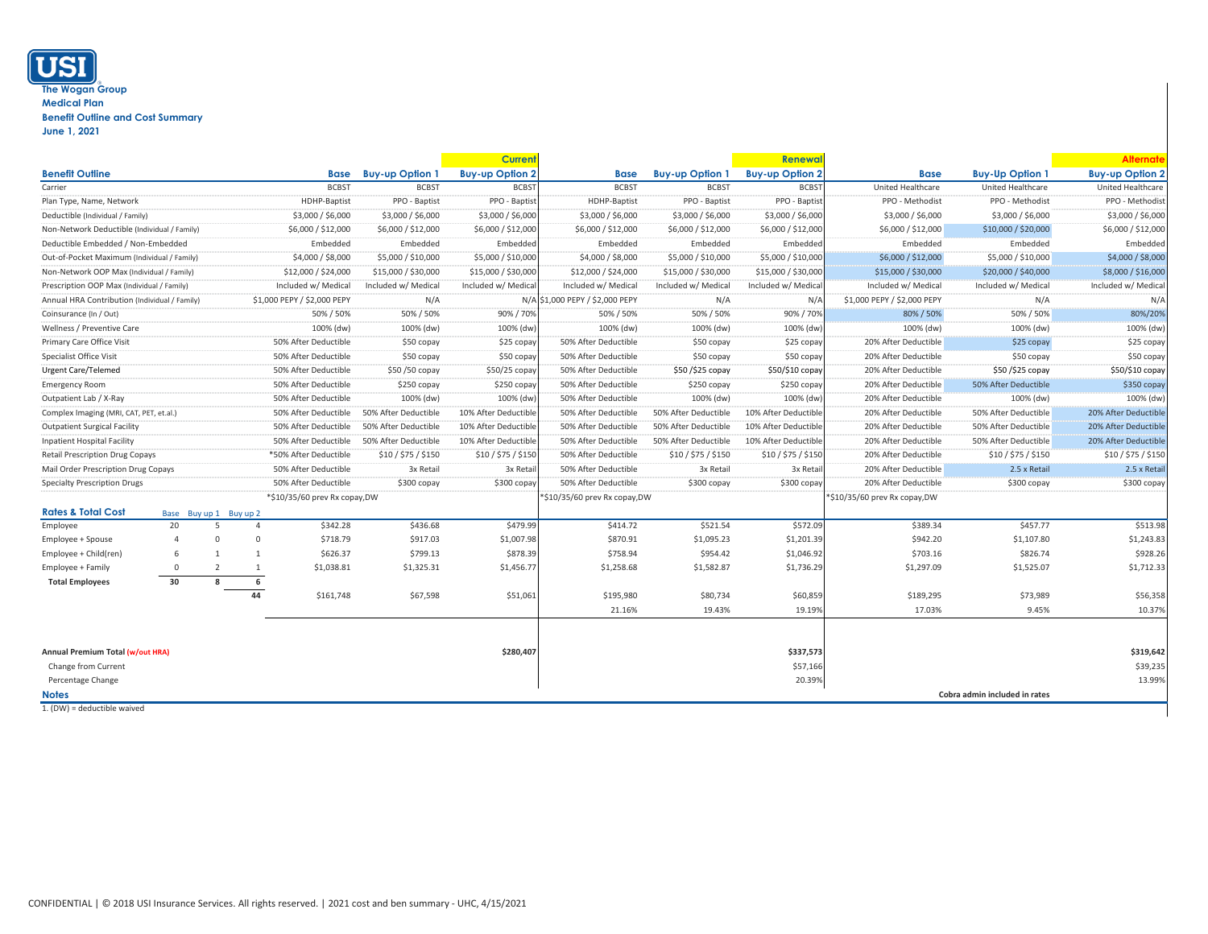**The Wogan Group**
**Medical Plan**
**Benefit Outline and Cost Summary**
**June 1, 2021**

| | | | | | Current | | | Renewal | | | Alternate |
|---|---|---|---|---|---|---|---|---|---|---|---|
| **Benefit Outline** | | | | **Base** | **Buy-up Option 1** | **Buy-up Option 2** | **Base** | **Buy-up Option 1** | **Buy-up Option 2** | **Base** | **Buy-Up Option 1** | **Buy-up Option 2** |
| Carrier | | | | BCBST | BCBST | BCBST | BCBST | BCBST | BCBST | United Healthcare | United Healthcare | United Healthcare |
| Plan Type, Name, Network | | | | HDHP-Baptist | PPO - Baptist | PPO - Baptist | HDHP-Baptist | PPO - Baptist | PPO - Baptist | PPO - Methodist | PPO - Methodist | PPO - Methodist |
| Deductible (Individual / Family) | | | | $3,000 / $6,000 | $3,000 / $6,000 | $3,000 / $6,000 | $3,000 / $6,000 | $3,000 / $6,000 | $3,000 / $6,000 | $3,000 / $6,000 | $3,000 / $6,000 | $3,000 / $6,000 |
| Non-Network Deductible (Individual / Family) | | | | $6,000 / $12,000 | $6,000 / $12,000 | $6,000 / $12,000 | $6,000 / $12,000 | $6,000 / $12,000 | $6,000 / $12,000 | $6,000 / $12,000 | $10,000 / $20,000 | $6,000 / $12,000 |
| Deductible Embedded / Non-Embedded | | | | Embedded | Embedded | Embedded | Embedded | Embedded | Embedded | Embedded | Embedded | Embedded |
| Out-of-Pocket Maximum (Individual / Family) | | | | $4,000 / $8,000 | $5,000 / $10,000 | $5,000 / $10,000 | $4,000 / $8,000 | $5,000 / $10,000 | $5,000 / $10,000 | $6,000 / $12,000 | $5,000 / $10,000 | $4,000 / $8,000 |
| Non-Network OOP Max (Individual / Family) | | | | $12,000 / $24,000 | $15,000 / $30,000 | $15,000 / $30,000 | $12,000 / $24,000 | $15,000 / $30,000 | $15,000 / $30,000 | $15,000 / $30,000 | $20,000 / $40,000 | $8,000 / $16,000 |
| Prescription OOP Max (Individual / Family) | | | | Included w/ Medical | Included w/ Medical | Included w/ Medical | Included w/ Medical | Included w/ Medical | Included w/ Medical | Included w/ Medical | Included w/ Medical | Included w/ Medical |
| Annual HRA Contribution (Individual / Family) | | | | $1,000 PEPY / $2,000 PEPY | N/A | N/A | $1,000 PEPY / $2,000 PEPY | N/A | N/A | $1,000 PEPY / $2,000 PEPY | N/A | N/A |
| Coinsurance (In / Out) | | | | 50% / 50% | 50% / 50% | 90% / 70% | 50% / 50% | 50% / 50% | 90% / 70% | 80% / 50% | 50% / 50% | 80%/20% |
| Wellness / Preventive Care | | | | 100% (dw) | 100% (dw) | 100% (dw) | 100% (dw) | 100% (dw) | 100% (dw) | 100% (dw) | 100% (dw) | 100% (dw) |
| Primary Care Office Visit | | | | 50% After Deductible | $50 copay | $25 copay | 50% After Deductible | $50 copay | $25 copay | 20% After Deductible | $25 copay | $25 copay |
| Specialist Office Visit | | | | 50% After Deductible | $50 copay | $50 copay | 50% After Deductible | $50 copay | $50 copay | 20% After Deductible | $50 copay | $50 copay |
| Urgent Care/Telemed | | | | 50% After Deductible | $50 /50 copay | $50/25 copay | 50% After Deductible | $50 /$25 copay | $50/$10 copay | 20% After Deductible | $50 /$25 copay | $50/$10 copay |
| Emergency Room | | | | 50% After Deductible | $250 copay | $250 copay | 50% After Deductible | $250 copay | $250 copay | 20% After Deductible | 50% After Deductible | $350 copay |
| Outpatient Lab / X-Ray | | | | 50% After Deductible | 100% (dw) | 100% (dw) | 50% After Deductible | 100% (dw) | 100% (dw) | 20% After Deductible | 100% (dw) | 100% (dw) |
| Complex Imaging (MRI, CAT, PET, et.al.) | | | | 50% After Deductible | 50% After Deductible | 10% After Deductible | 50% After Deductible | 50% After Deductible | 10% After Deductible | 20% After Deductible | 50% After Deductible | 20% After Deductible |
| Outpatient Surgical Facility | | | | 50% After Deductible | 50% After Deductible | 10% After Deductible | 50% After Deductible | 50% After Deductible | 10% After Deductible | 20% After Deductible | 50% After Deductible | 20% After Deductible |
| Inpatient Hospital Facility | | | | 50% After Deductible | 50% After Deductible | 10% After Deductible | 50% After Deductible | 50% After Deductible | 10% After Deductible | 20% After Deductible | 50% After Deductible | 20% After Deductible |
| Retail Prescription Drug Copays | | | | *50% After Deductible | $10 / $75 / $150 | $10 / $75 / $150 | 50% After Deductible | $10 / $75 / $150 | $10 / $75 / $150 | 20% After Deductible | $10 / $75 / $150 | $10 / $75 / $150 |
| Mail Order Prescription Drug Copays | | | | 50% After Deductible | 3x Retail | 3x Retail | 50% After Deductible | 3x Retail | 3x Retail | 20% After Deductible | 2.5 x Retail | 2.5 x Retail |
| Specialty Prescription Drugs | | | | 50% After Deductible | $300 copay | $300 copay | 50% After Deductible | $300 copay | $300 copay | 20% After Deductible | $300 copay | $300 copay |
| | | | | *$10/35/60 prev Rx copay,DW | | | *$10/35/60 prev Rx copay,DW | | | *$10/35/60 prev Rx copay,DW | | |
| **Rates & Total Cost** | Base | Buy up 1 | Buy up 2 | | | | | | | | | |
| Employee | 20 | 5 | 4 | $342.28 | $436.68 | $479.99 | $414.72 | $521.54 | $572.09 | $389.34 | $457.77 | $513.98 |
| Employee + Spouse | 4 | 0 | 0 | $718.79 | $917.03 | $1,007.98 | $870.91 | $1,095.23 | $1,201.39 | $942.20 | $1,107.80 | $1,243.83 |
| Employee + Child(ren) | 6 | 1 | 1 | $626.37 | $799.13 | $878.39 | $758.94 | $954.42 | $1,046.92 | $703.16 | $826.74 | $928.26 |
| Employee + Family | 0 | 2 | 1 | $1,038.81 | $1,325.31 | $1,456.77 | $1,258.68 | $1,582.87 | $1,736.29 | $1,297.09 | $1,525.07 | $1,712.33 |
| **Total Employees** | **30** | **8** | **6** | | | | | | | | | |
| | | | **44** | $161,748 | $67,598 | $51,061 | $195,980 | $80,734 | $60,859 | $189,295 | $73,989 | $56,358 |
| | | | | | | | 21.16% | 19.43% | 19.19% | 17.03% | 9.45% | 10.37% |
| **Annual Premium Total (w/out HRA)** | | | | | | **$280,407** | | | **$337,573** | | | **$319,642** |
| Change from Current | | | | | | | | | $57,166 | | | $39,235 |
| Percentage Change | | | | | | | | | 20.39% | | | 13.99% |

**Notes**

**Cobra admin included in rates**

1. (DW) = deductible waived

CONFIDENTIAL | © 2018 USI Insurance Services. All rights reserved. | 2021 cost and ben summary - UHC, 4/15/2021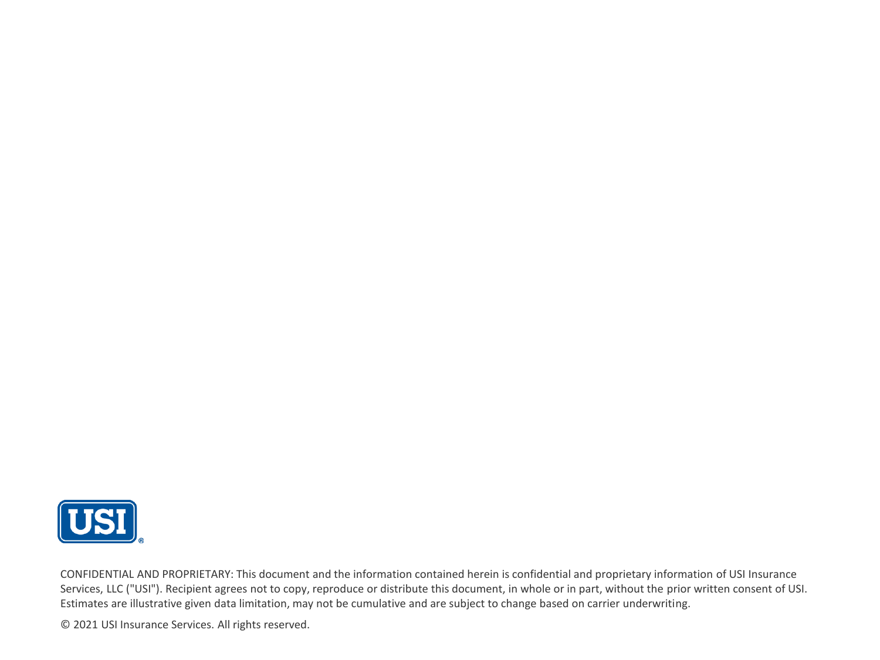USI®

CONFIDENTIAL AND PROPRIETARY: This document and the information contained herein is confidential and proprietary information of USI Insurance Services, LLC ("USI"). Recipient agrees not to copy, reproduce or distribute this document, in whole or in part, without the prior written consent of USI. Estimates are illustrative given data limitation, may not be cumulative and are subject to change based on carrier underwriting.

© 2021 USI Insurance Services. All rights reserved.